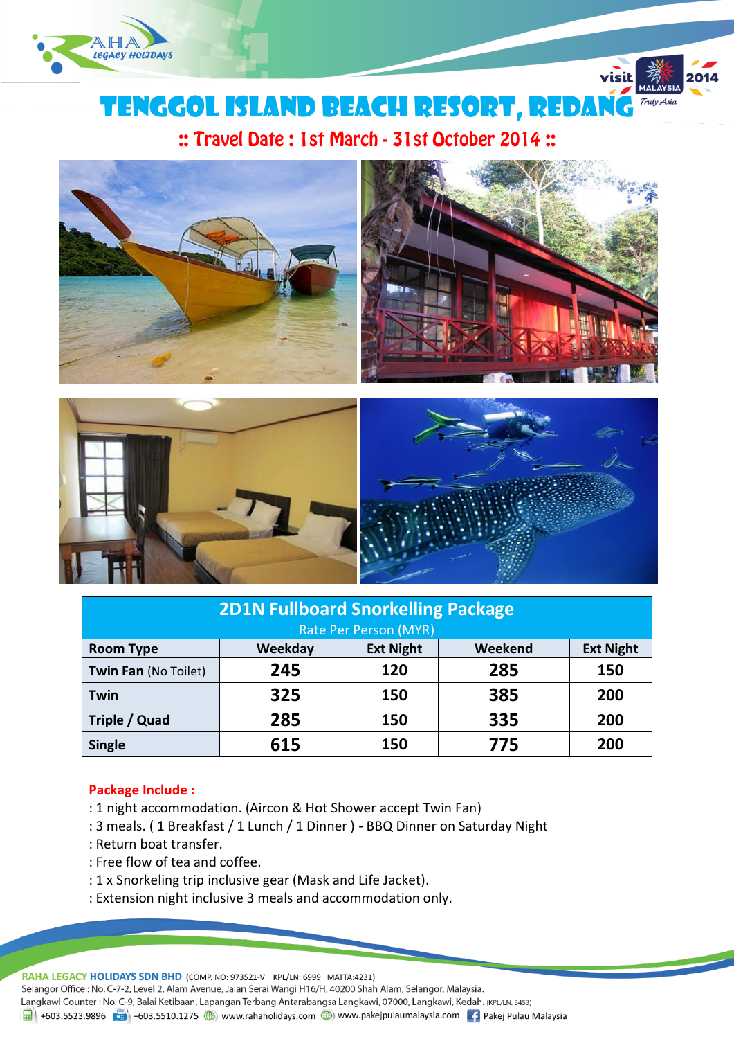# TENGGOL ISLAND BEACH RESORT, REDANG

## :: Travel Date : 1st March - 31st October 2014 ::

| 2D1N Fullboard Snorkelling Package<br>Rate Per Person (MYR) | | | | |
|---|---|---|---|---|
| **Room Type** | **Weekday** | **Ext Night** | **Weekend** | **Ext Night** |
| **Twin Fan** (No Toilet) | **245** | **120** | **285** | **150** |
| **Twin** | **325** | **150** | **385** | **200** |
| **Triple / Quad** | **285** | **150** | **335** | **200** |
| **Single** | **615** | **150** | **775** | **200** |

**Package Include :**

: 1 night accommodation. (Aircon & Hot Shower accept Twin Fan)
: 3 meals. ( 1 Breakfast / 1 Lunch / 1 Dinner ) - BBQ Dinner on Saturday Night
: Return boat transfer.
: Free flow of tea and coffee.
: 1 x Snorkeling trip inclusive gear (Mask and Life Jacket).
: Extension night inclusive 3 meals and accommodation only.

**RAHA LEGACY HOLIDAYS SDN BHD** (COMP. NO: 973521-V KPL/LN: 6999 MATTA:4231)
Selangor Office : No. C-7-2, Level 2, Alam Avenue, Jalan Serai Wangi H16/H, 40200 Shah Alam, Selangor, Malaysia.
Langkawi Counter : No. C-9, Balai Ketibaan, Lapangan Terbang Antarabangsa Langkawi, 07000, Langkawi, Kedah. (KPL/LN: 3453)
+603.5523.9896 +603.5510.1275 www.rahaholidays.com www.pakejpulaumalaysia.com Pakej Pulau Malaysia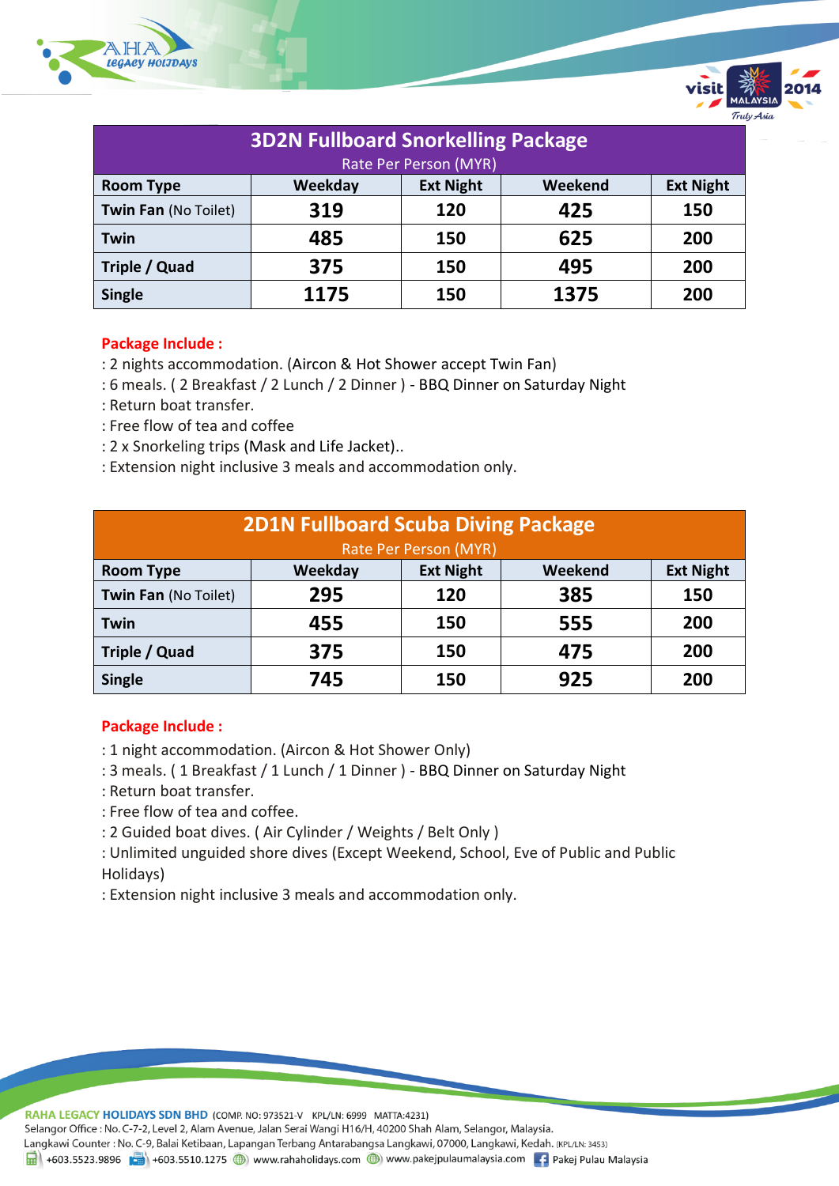| 3D2N Fullboard Snorkelling Package<br>Rate Per Person (MYR) | | | | |
|---|---|---|---|---|
| **Room Type** | **Weekday** | **Ext Night** | **Weekend** | **Ext Night** |
| **Twin Fan** (No Toilet) | **319** | **120** | **425** | **150** |
| **Twin** | **485** | **150** | **625** | **200** |
| **Triple / Quad** | **375** | **150** | **495** | **200** |
| **Single** | **1175** | **150** | **1375** | **200** |

**Package Include :**

: 2 nights accommodation. (Aircon & Hot Shower accept Twin Fan)
: 6 meals. ( 2 Breakfast / 2 Lunch / 2 Dinner ) - BBQ Dinner on Saturday Night
: Return boat transfer.
: Free flow of tea and coffee
: 2 x Snorkeling trips (Mask and Life Jacket)..
: Extension night inclusive 3 meals and accommodation only.

| 2D1N Fullboard Scuba Diving Package<br>Rate Per Person (MYR) | | | | |
|---|---|---|---|---|
| **Room Type** | **Weekday** | **Ext Night** | **Weekend** | **Ext Night** |
| **Twin Fan** (No Toilet) | **295** | **120** | **385** | **150** |
| **Twin** | **455** | **150** | **555** | **200** |
| **Triple / Quad** | **375** | **150** | **475** | **200** |
| **Single** | **745** | **150** | **925** | **200** |

**Package Include :**

: 1 night accommodation. (Aircon & Hot Shower Only)
: 3 meals. ( 1 Breakfast / 1 Lunch / 1 Dinner ) - BBQ Dinner on Saturday Night
: Return boat transfer.
: Free flow of tea and coffee.
: 2 Guided boat dives. ( Air Cylinder / Weights / Belt Only )
: Unlimited unguided shore dives (Except Weekend, School, Eve of Public and Public Holidays)
: Extension night inclusive 3 meals and accommodation only.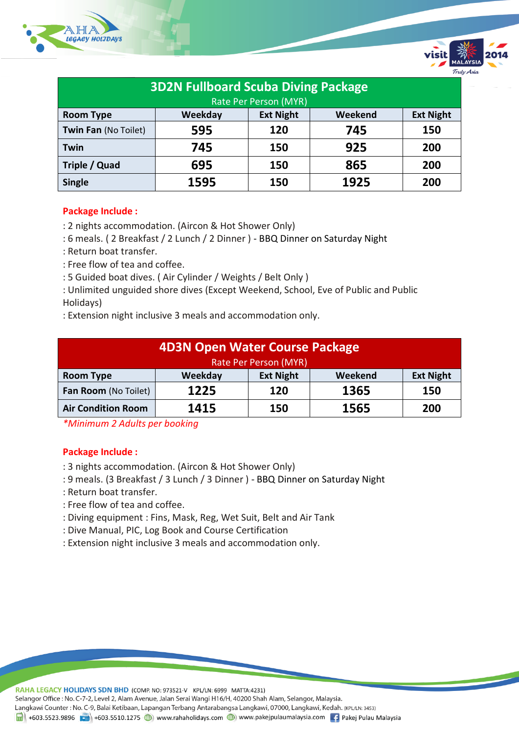| 3D2N Fullboard Scuba Diving Package<br>Rate Per Person (MYR) | | | | |
|---|---|---|---|---|
| **Room Type** | **Weekday** | **Ext Night** | **Weekend** | **Ext Night** |
| **Twin Fan** (No Toilet) | **595** | **120** | **745** | **150** |
| **Twin** | **745** | **150** | **925** | **200** |
| **Triple / Quad** | **695** | **150** | **865** | **200** |
| **Single** | **1595** | **150** | **1925** | **200** |

**Package Include :**

: 2 nights accommodation. (Aircon & Hot Shower Only)
: 6 meals. ( 2 Breakfast / 2 Lunch / 2 Dinner ) - BBQ Dinner on Saturday Night
: Return boat transfer.
: Free flow of tea and coffee.
: 5 Guided boat dives. ( Air Cylinder / Weights / Belt Only )
: Unlimited unguided shore dives (Except Weekend, School, Eve of Public and Public Holidays)
: Extension night inclusive 3 meals and accommodation only.

| 4D3N Open Water Course Package<br>Rate Per Person (MYR) | | | | |
|---|---|---|---|---|
| **Room Type** | **Weekday** | **Ext Night** | **Weekend** | **Ext Night** |
| **Fan Room** (No Toilet) | **1225** | **120** | **1365** | **150** |
| **Air Condition Room** | **1415** | **150** | **1565** | **200** |

*\*Minimum 2 Adults per booking*

**Package Include :**

: 3 nights accommodation. (Aircon & Hot Shower Only)
: 9 meals. (3 Breakfast / 3 Lunch / 3 Dinner ) - BBQ Dinner on Saturday Night
: Return boat transfer.
: Free flow of tea and coffee.
: Diving equipment : Fins, Mask, Reg, Wet Suit, Belt and Air Tank
: Dive Manual, PIC, Log Book and Course Certification
: Extension night inclusive 3 meals and accommodation only.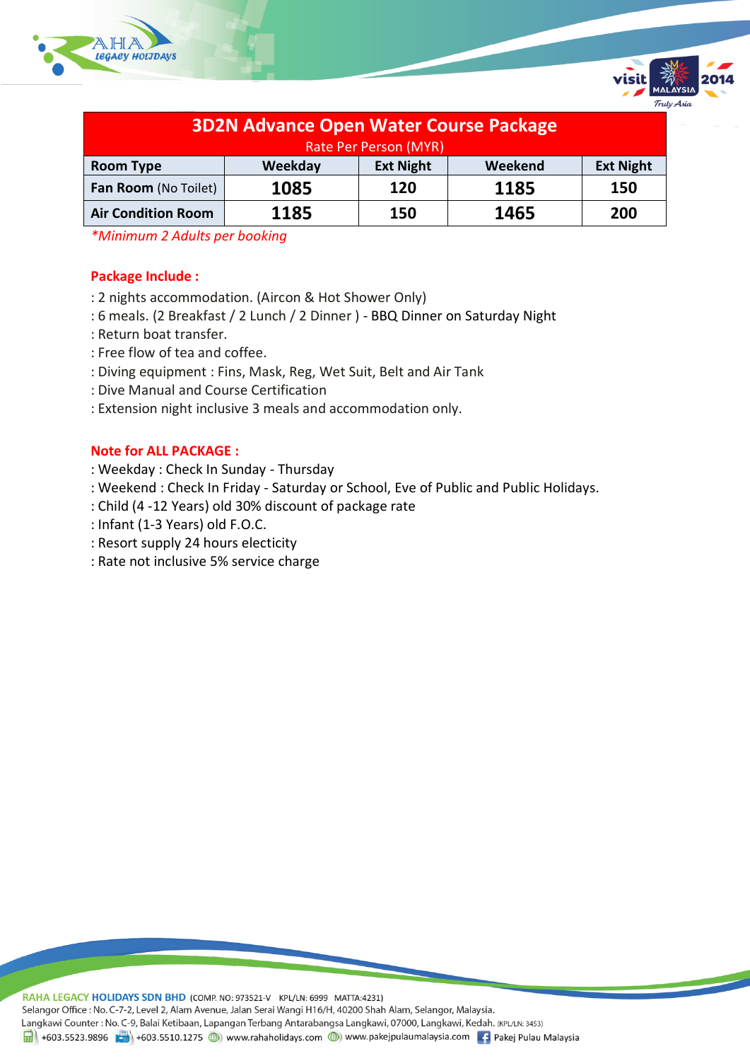| 3D2N Advance Open Water Course Package<br>Rate Per Person (MYR) | | | | |
|---|---|---|---|---|
| **Room Type** | **Weekday** | **Ext Night** | **Weekend** | **Ext Night** |
| **Fan Room** (No Toilet) | **1085** | **120** | **1185** | **150** |
| **Air Condition Room** | **1185** | **150** | **1465** | **200** |

*\*Minimum 2 Adults per booking*

**Package Include :**

: 2 nights accommodation. (Aircon & Hot Shower Only)
: 6 meals. (2 Breakfast / 2 Lunch / 2 Dinner ) - BBQ Dinner on Saturday Night
: Return boat transfer.
: Free flow of tea and coffee.
: Diving equipment : Fins, Mask, Reg, Wet Suit, Belt and Air Tank
: Dive Manual and Course Certification
: Extension night inclusive 3 meals and accommodation only.

**Note for ALL PACKAGE :**

: Weekday : Check In Sunday - Thursday
: Weekend : Check In Friday - Saturday or School, Eve of Public and Public Holidays.
: Child (4 -12 Years) old 30% discount of package rate
: Infant (1-3 Years) old F.O.C.
: Resort supply 24 hours electicity
: Rate not inclusive 5% service charge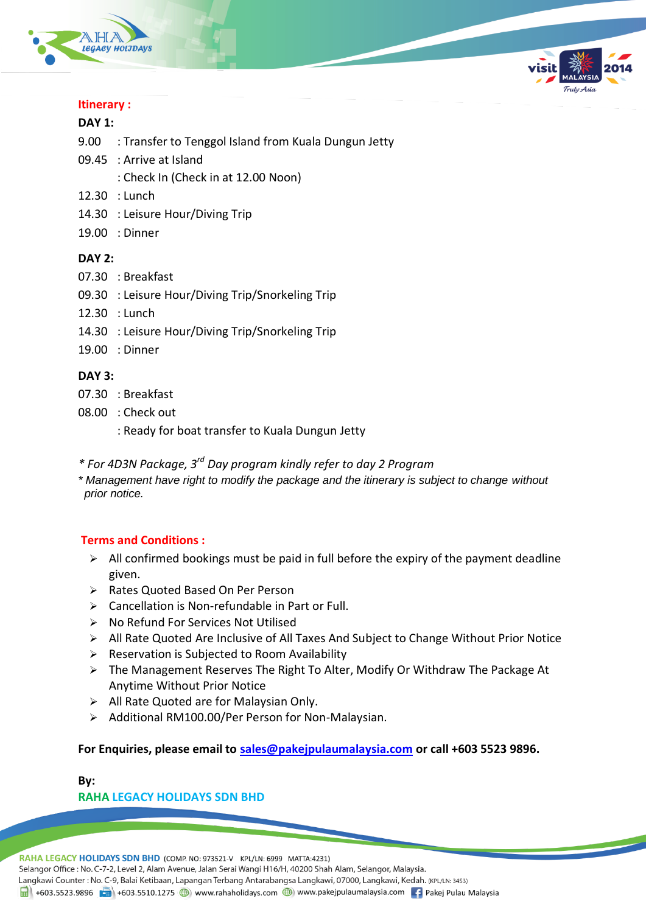**Itinerary :**

**DAY 1:**

9.00 : Transfer to Tenggol Island from Kuala Dungun Jetty
09.45 : Arrive at Island
: Check In (Check in at 12.00 Noon)
12.30 : Lunch
14.30 : Leisure Hour/Diving Trip
19.00 : Dinner

**DAY 2:**

07.30 : Breakfast
09.30 : Leisure Hour/Diving Trip/Snorkeling Trip
12.30 : Lunch
14.30 : Leisure Hour/Diving Trip/Snorkeling Trip
19.00 : Dinner

**DAY 3:**

07.30 : Breakfast
08.00 : Check out
: Ready for boat transfer to Kuala Dungun Jetty

*\* For 4D3N Package, 3rd Day program kindly refer to day 2 Program*

*\* Management have right to modify the package and the itinerary is subject to change without prior notice.*

**Terms and Conditions :**

- All confirmed bookings must be paid in full before the expiry of the payment deadline given.
- Rates Quoted Based On Per Person
- Cancellation is Non-refundable in Part or Full.
- No Refund For Services Not Utilised
- All Rate Quoted Are Inclusive of All Taxes And Subject to Change Without Prior Notice
- Reservation is Subjected to Room Availability
- The Management Reserves The Right To Alter, Modify Or Withdraw The Package At Anytime Without Prior Notice
- All Rate Quoted are for Malaysian Only.
- Additional RM100.00/Per Person for Non-Malaysian.

**For Enquiries, please email to sales@pakejpulaumalaysia.com or call +603 5523 9896.**

**By:**
**RAHA LEGACY HOLIDAYS SDN BHD**

RAHA LEGACY HOLIDAYS SDN BHD (COMP. NO: 973521-V KPL/LN: 6999 MATTA:4231)
Selangor Office : No. C-7-2, Level 2, Alam Avenue, Jalan Serai Wangi H16/H, 40200 Shah Alam, Selangor, Malaysia.
Langkawi Counter : No. C-9, Balai Ketibaan, Lapangan Terbang Antarabangsa Langkawi, 07000, Langkawi, Kedah. (KPL/LN: 3453)
+603.5523.9896 +603.5510.1275 www.rahaholidays.com www.pakejpulaumalaysia.com Pakej Pulau Malaysia